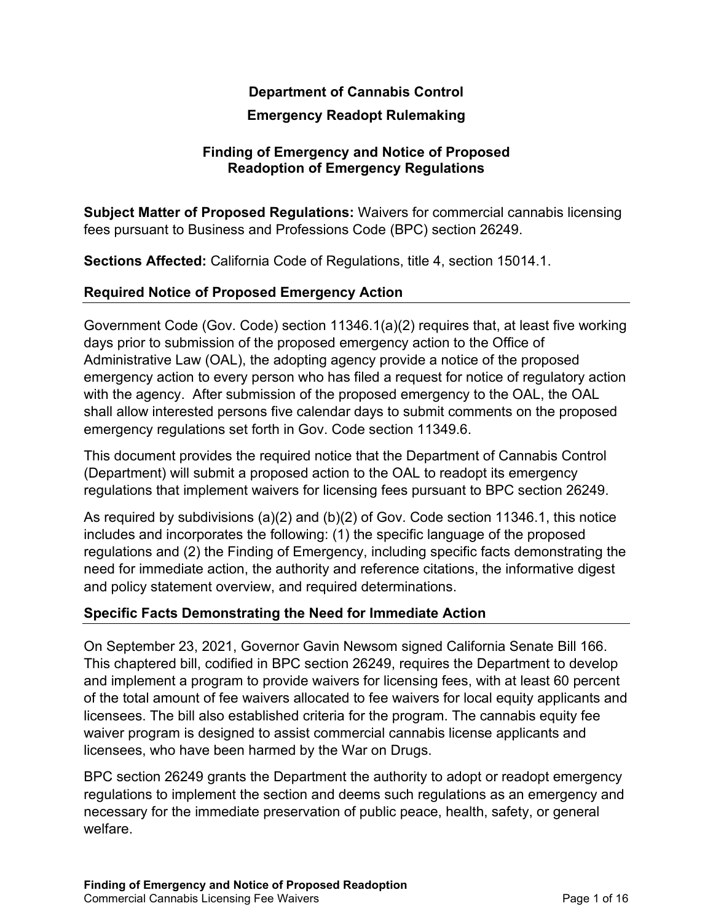# Department of Cannabis Control

## Emergency Readopt Rulemaking

## Finding of Emergency and Notice of Proposed Readoption of Emergency Regulations

**Subject Matter of Proposed Regulations:** Waivers for commercial cannabis licensing fees pursuant to Business and Professions Code (BPC) section 26249.

**Sections Affected:** California Code of Regulations, title 4, section 15014.1.

### Required Notice of Proposed Emergency Action

Government Code (Gov. Code) section 11346.1(a)(2) requires that, at least five working days prior to submission of the proposed emergency action to the Office of Administrative Law (OAL), the adopting agency provide a notice of the proposed emergency action to every person who has filed a request for notice of regulatory action with the agency. After submission of the proposed emergency to the OAL, the OAL shall allow interested persons five calendar days to submit comments on the proposed emergency regulations set forth in Gov. Code section 11349.6.

This document provides the required notice that the Department of Cannabis Control (Department) will submit a proposed action to the OAL to readopt its emergency regulations that implement waivers for licensing fees pursuant to BPC section 26249.

As required by subdivisions (a)(2) and (b)(2) of Gov. Code section 11346.1, this notice includes and incorporates the following: (1) the specific language of the proposed regulations and (2) the Finding of Emergency, including specific facts demonstrating the need for immediate action, the authority and reference citations, the informative digest and policy statement overview, and required determinations.

### Specific Facts Demonstrating the Need for Immediate Action

On September 23, 2021, Governor Gavin Newsom signed California Senate Bill 166. This chaptered bill, codified in BPC section 26249, requires the Department to develop and implement a program to provide waivers for licensing fees, with at least 60 percent of the total amount of fee waivers allocated to fee waivers for local equity applicants and licensees. The bill also established criteria for the program. The cannabis equity fee waiver program is designed to assist commercial cannabis license applicants and licensees, who have been harmed by the War on Drugs.

BPC section 26249 grants the Department the authority to adopt or readopt emergency regulations to implement the section and deems such regulations as an emergency and necessary for the immediate preservation of public peace, health, safety, or general welfare.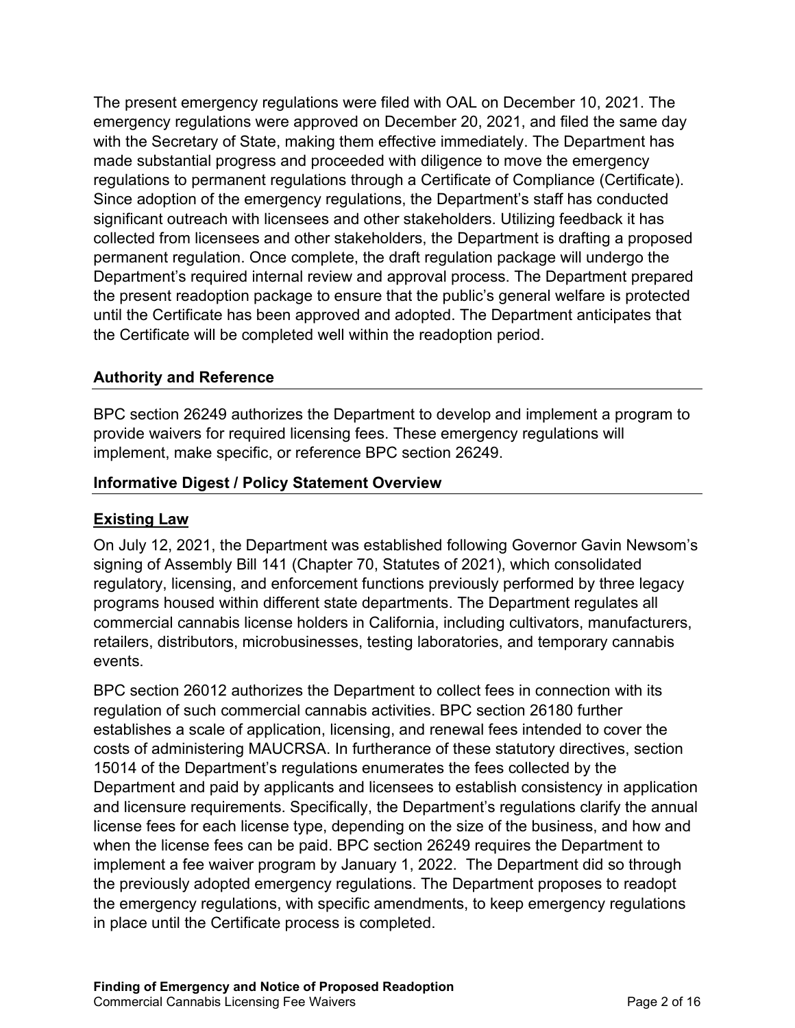The present emergency regulations were filed with OAL on December 10, 2021. The emergency regulations were approved on December 20, 2021, and filed the same day with the Secretary of State, making them effective immediately. The Department has made substantial progress and proceeded with diligence to move the emergency regulations to permanent regulations through a Certificate of Compliance (Certificate). Since adoption of the emergency regulations, the Department's staff has conducted significant outreach with licensees and other stakeholders. Utilizing feedback it has collected from licensees and other stakeholders, the Department is drafting a proposed permanent regulation. Once complete, the draft regulation package will undergo the Department's required internal review and approval process. The Department prepared the present readoption package to ensure that the public's general welfare is protected until the Certificate has been approved and adopted. The Department anticipates that the Certificate will be completed well within the readoption period.

## Authority and Reference

BPC section 26249 authorizes the Department to develop and implement a program to provide waivers for required licensing fees. These emergency regulations will implement, make specific, or reference BPC section 26249.

## Informative Digest / Policy Statement Overview

### Existing Law

On July 12, 2021, the Department was established following Governor Gavin Newsom's signing of Assembly Bill 141 (Chapter 70, Statutes of 2021), which consolidated regulatory, licensing, and enforcement functions previously performed by three legacy programs housed within different state departments. The Department regulates all commercial cannabis license holders in California, including cultivators, manufacturers, retailers, distributors, microbusinesses, testing laboratories, and temporary cannabis events.

BPC section 26012 authorizes the Department to collect fees in connection with its regulation of such commercial cannabis activities. BPC section 26180 further establishes a scale of application, licensing, and renewal fees intended to cover the costs of administering MAUCRSA. In furtherance of these statutory directives, section 15014 of the Department's regulations enumerates the fees collected by the Department and paid by applicants and licensees to establish consistency in application and licensure requirements. Specifically, the Department's regulations clarify the annual license fees for each license type, depending on the size of the business, and how and when the license fees can be paid. BPC section 26249 requires the Department to implement a fee waiver program by January 1, 2022. The Department did so through the previously adopted emergency regulations. The Department proposes to readopt the emergency regulations, with specific amendments, to keep emergency regulations in place until the Certificate process is completed.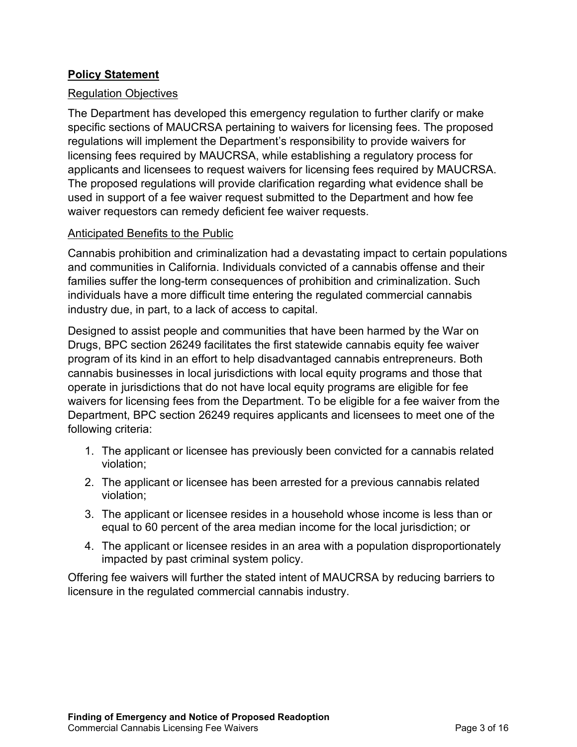## Policy Statement

### Regulation Objectives

The Department has developed this emergency regulation to further clarify or make specific sections of MAUCRSA pertaining to waivers for licensing fees. The proposed regulations will implement the Department's responsibility to provide waivers for licensing fees required by MAUCRSA, while establishing a regulatory process for applicants and licensees to request waivers for licensing fees required by MAUCRSA. The proposed regulations will provide clarification regarding what evidence shall be used in support of a fee waiver request submitted to the Department and how fee waiver requestors can remedy deficient fee waiver requests.

### Anticipated Benefits to the Public

Cannabis prohibition and criminalization had a devastating impact to certain populations and communities in California. Individuals convicted of a cannabis offense and their families suffer the long-term consequences of prohibition and criminalization. Such individuals have a more difficult time entering the regulated commercial cannabis industry due, in part, to a lack of access to capital.

Designed to assist people and communities that have been harmed by the War on Drugs, BPC section 26249 facilitates the first statewide cannabis equity fee waiver program of its kind in an effort to help disadvantaged cannabis entrepreneurs. Both cannabis businesses in local jurisdictions with local equity programs and those that operate in jurisdictions that do not have local equity programs are eligible for fee waivers for licensing fees from the Department. To be eligible for a fee waiver from the Department, BPC section 26249 requires applicants and licensees to meet one of the following criteria:

1. The applicant or licensee has previously been convicted for a cannabis related violation;
2. The applicant or licensee has been arrested for a previous cannabis related violation;
3. The applicant or licensee resides in a household whose income is less than or equal to 60 percent of the area median income for the local jurisdiction; or
4. The applicant or licensee resides in an area with a population disproportionately impacted by past criminal system policy.

Offering fee waivers will further the stated intent of MAUCRSA by reducing barriers to licensure in the regulated commercial cannabis industry.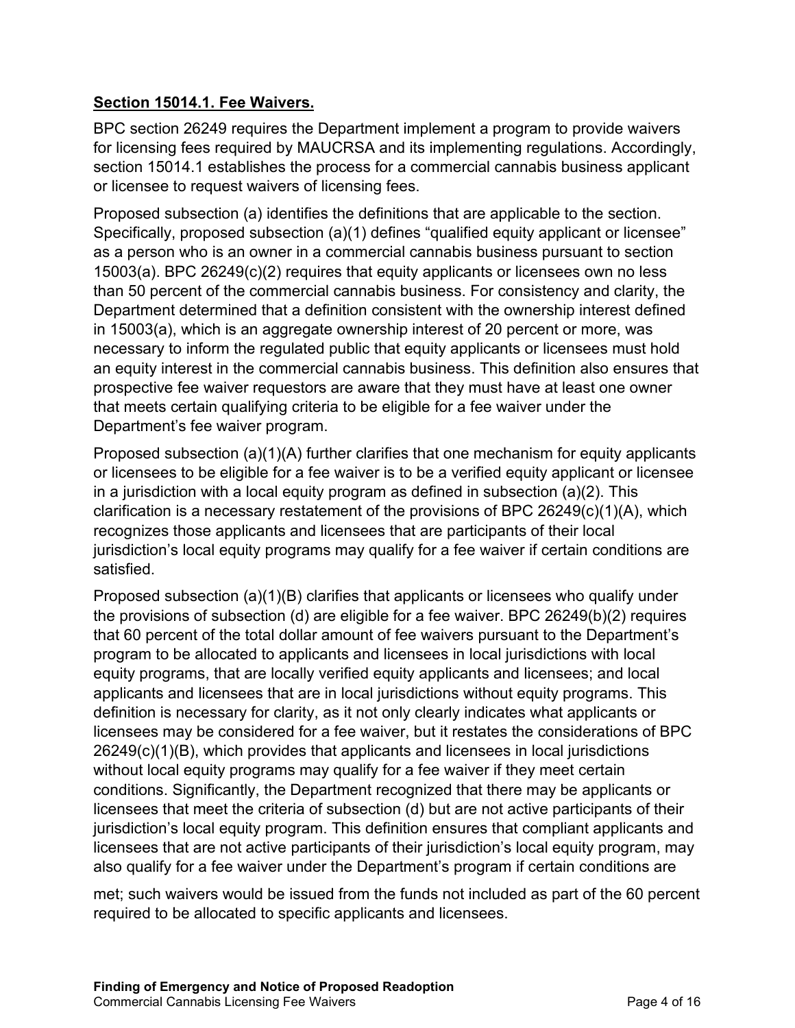**Section 15014.1. Fee Waivers.**

BPC section 26249 requires the Department implement a program to provide waivers for licensing fees required by MAUCRSA and its implementing regulations. Accordingly, section 15014.1 establishes the process for a commercial cannabis business applicant or licensee to request waivers of licensing fees.

Proposed subsection (a) identifies the definitions that are applicable to the section. Specifically, proposed subsection (a)(1) defines "qualified equity applicant or licensee" as a person who is an owner in a commercial cannabis business pursuant to section 15003(a). BPC 26249(c)(2) requires that equity applicants or licensees own no less than 50 percent of the commercial cannabis business. For consistency and clarity, the Department determined that a definition consistent with the ownership interest defined in 15003(a), which is an aggregate ownership interest of 20 percent or more, was necessary to inform the regulated public that equity applicants or licensees must hold an equity interest in the commercial cannabis business. This definition also ensures that prospective fee waiver requestors are aware that they must have at least one owner that meets certain qualifying criteria to be eligible for a fee waiver under the Department's fee waiver program.

Proposed subsection (a)(1)(A) further clarifies that one mechanism for equity applicants or licensees to be eligible for a fee waiver is to be a verified equity applicant or licensee in a jurisdiction with a local equity program as defined in subsection (a)(2). This clarification is a necessary restatement of the provisions of BPC 26249(c)(1)(A), which recognizes those applicants and licensees that are participants of their local jurisdiction's local equity programs may qualify for a fee waiver if certain conditions are satisfied.

Proposed subsection (a)(1)(B) clarifies that applicants or licensees who qualify under the provisions of subsection (d) are eligible for a fee waiver. BPC 26249(b)(2) requires that 60 percent of the total dollar amount of fee waivers pursuant to the Department's program to be allocated to applicants and licensees in local jurisdictions with local equity programs, that are locally verified equity applicants and licensees; and local applicants and licensees that are in local jurisdictions without equity programs. This definition is necessary for clarity, as it not only clearly indicates what applicants or licensees may be considered for a fee waiver, but it restates the considerations of BPC 26249(c)(1)(B), which provides that applicants and licensees in local jurisdictions without local equity programs may qualify for a fee waiver if they meet certain conditions. Significantly, the Department recognized that there may be applicants or licensees that meet the criteria of subsection (d) but are not active participants of their jurisdiction's local equity program. This definition ensures that compliant applicants and licensees that are not active participants of their jurisdiction's local equity program, may also qualify for a fee waiver under the Department's program if certain conditions are met; such waivers would be issued from the funds not included as part of the 60 percent required to be allocated to specific applicants and licensees.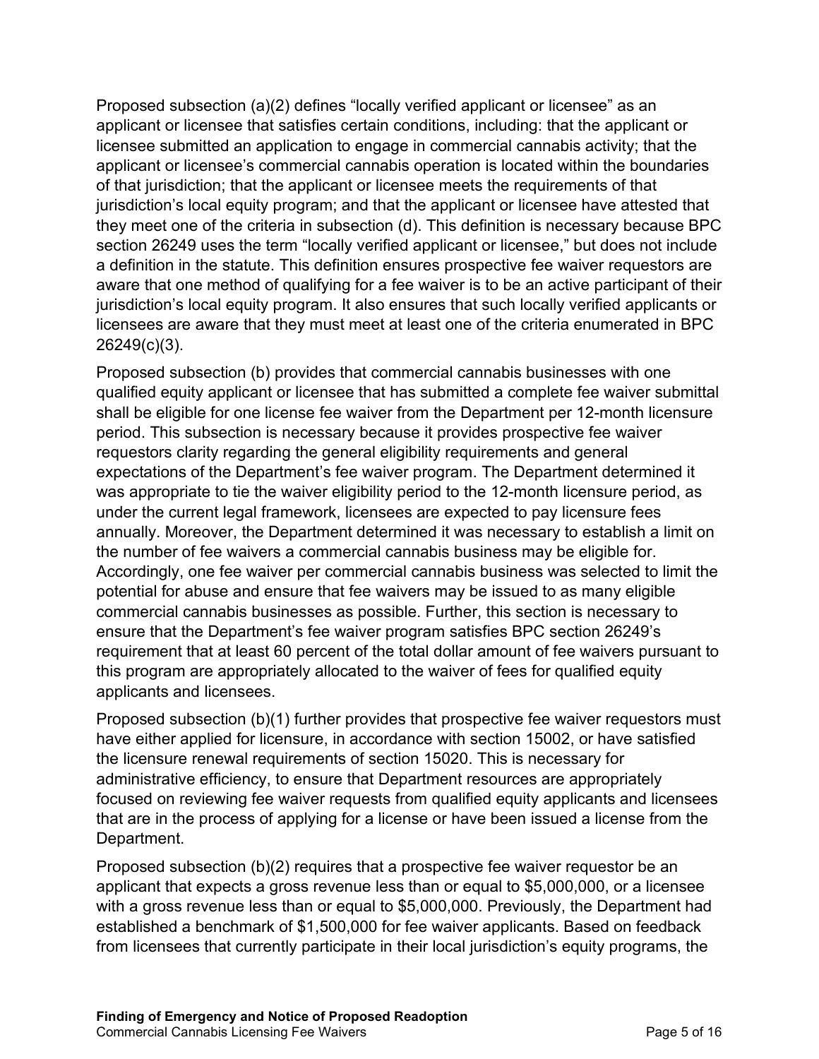Proposed subsection (a)(2) defines “locally verified applicant or licensee” as an applicant or licensee that satisfies certain conditions, including: that the applicant or licensee submitted an application to engage in commercial cannabis activity; that the applicant or licensee’s commercial cannabis operation is located within the boundaries of that jurisdiction; that the applicant or licensee meets the requirements of that jurisdiction’s local equity program; and that the applicant or licensee have attested that they meet one of the criteria in subsection (d). This definition is necessary because BPC section 26249 uses the term “locally verified applicant or licensee,” but does not include a definition in the statute. This definition ensures prospective fee waiver requestors are aware that one method of qualifying for a fee waiver is to be an active participant of their jurisdiction’s local equity program. It also ensures that such locally verified applicants or licensees are aware that they must meet at least one of the criteria enumerated in BPC 26249(c)(3).

Proposed subsection (b) provides that commercial cannabis businesses with one qualified equity applicant or licensee that has submitted a complete fee waiver submittal shall be eligible for one license fee waiver from the Department per 12-month licensure period. This subsection is necessary because it provides prospective fee waiver requestors clarity regarding the general eligibility requirements and general expectations of the Department’s fee waiver program. The Department determined it was appropriate to tie the waiver eligibility period to the 12-month licensure period, as under the current legal framework, licensees are expected to pay licensure fees annually. Moreover, the Department determined it was necessary to establish a limit on the number of fee waivers a commercial cannabis business may be eligible for. Accordingly, one fee waiver per commercial cannabis business was selected to limit the potential for abuse and ensure that fee waivers may be issued to as many eligible commercial cannabis businesses as possible. Further, this section is necessary to ensure that the Department’s fee waiver program satisfies BPC section 26249’s requirement that at least 60 percent of the total dollar amount of fee waivers pursuant to this program are appropriately allocated to the waiver of fees for qualified equity applicants and licensees.

Proposed subsection (b)(1) further provides that prospective fee waiver requestors must have either applied for licensure, in accordance with section 15002, or have satisfied the licensure renewal requirements of section 15020. This is necessary for administrative efficiency, to ensure that Department resources are appropriately focused on reviewing fee waiver requests from qualified equity applicants and licensees that are in the process of applying for a license or have been issued a license from the Department.

Proposed subsection (b)(2) requires that a prospective fee waiver requestor be an applicant that expects a gross revenue less than or equal to $5,000,000, or a licensee with a gross revenue less than or equal to $5,000,000. Previously, the Department had established a benchmark of $1,500,000 for fee waiver applicants. Based on feedback from licensees that currently participate in their local jurisdiction’s equity programs, the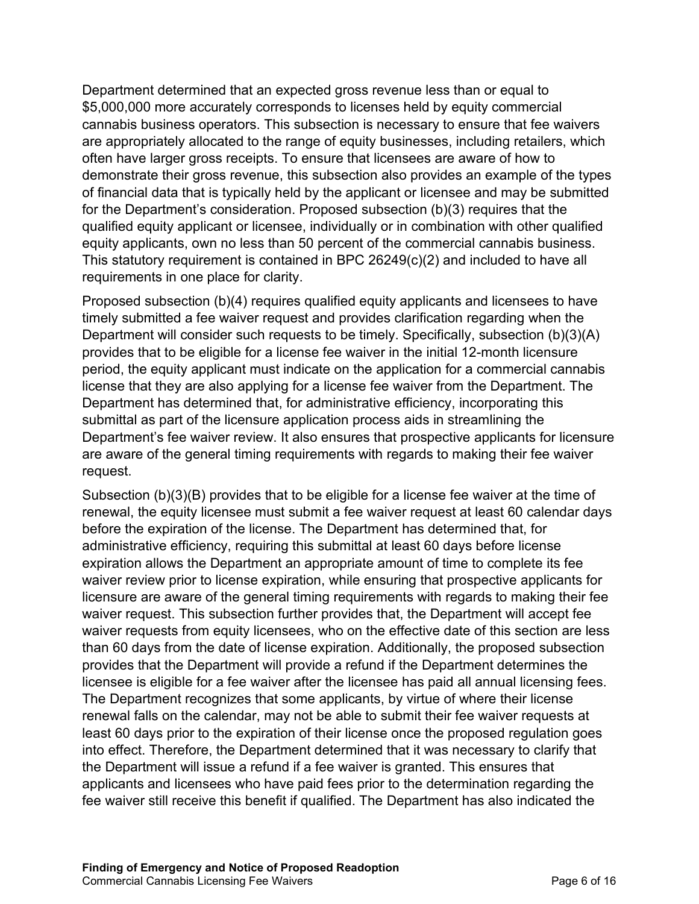Department determined that an expected gross revenue less than or equal to $5,000,000 more accurately corresponds to licenses held by equity commercial cannabis business operators. This subsection is necessary to ensure that fee waivers are appropriately allocated to the range of equity businesses, including retailers, which often have larger gross receipts. To ensure that licensees are aware of how to demonstrate their gross revenue, this subsection also provides an example of the types of financial data that is typically held by the applicant or licensee and may be submitted for the Department's consideration. Proposed subsection (b)(3) requires that the qualified equity applicant or licensee, individually or in combination with other qualified equity applicants, own no less than 50 percent of the commercial cannabis business. This statutory requirement is contained in BPC 26249(c)(2) and included to have all requirements in one place for clarity.

Proposed subsection (b)(4) requires qualified equity applicants and licensees to have timely submitted a fee waiver request and provides clarification regarding when the Department will consider such requests to be timely. Specifically, subsection (b)(3)(A) provides that to be eligible for a license fee waiver in the initial 12-month licensure period, the equity applicant must indicate on the application for a commercial cannabis license that they are also applying for a license fee waiver from the Department. The Department has determined that, for administrative efficiency, incorporating this submittal as part of the licensure application process aids in streamlining the Department's fee waiver review. It also ensures that prospective applicants for licensure are aware of the general timing requirements with regards to making their fee waiver request.

Subsection (b)(3)(B) provides that to be eligible for a license fee waiver at the time of renewal, the equity licensee must submit a fee waiver request at least 60 calendar days before the expiration of the license. The Department has determined that, for administrative efficiency, requiring this submittal at least 60 days before license expiration allows the Department an appropriate amount of time to complete its fee waiver review prior to license expiration, while ensuring that prospective applicants for licensure are aware of the general timing requirements with regards to making their fee waiver request. This subsection further provides that, the Department will accept fee waiver requests from equity licensees, who on the effective date of this section are less than 60 days from the date of license expiration. Additionally, the proposed subsection provides that the Department will provide a refund if the Department determines the licensee is eligible for a fee waiver after the licensee has paid all annual licensing fees. The Department recognizes that some applicants, by virtue of where their license renewal falls on the calendar, may not be able to submit their fee waiver requests at least 60 days prior to the expiration of their license once the proposed regulation goes into effect. Therefore, the Department determined that it was necessary to clarify that the Department will issue a refund if a fee waiver is granted. This ensures that applicants and licensees who have paid fees prior to the determination regarding the fee waiver still receive this benefit if qualified. The Department has also indicated the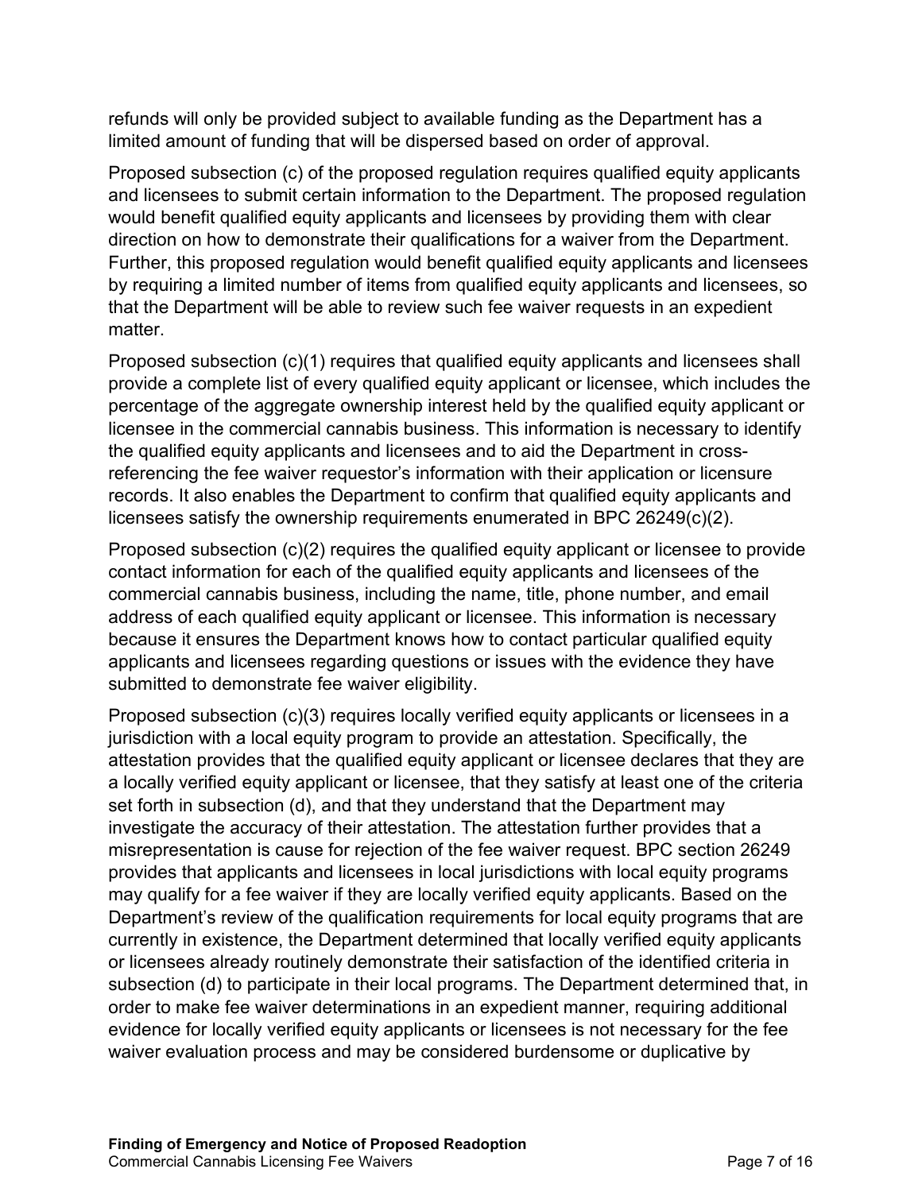refunds will only be provided subject to available funding as the Department has a limited amount of funding that will be dispersed based on order of approval.

Proposed subsection (c) of the proposed regulation requires qualified equity applicants and licensees to submit certain information to the Department. The proposed regulation would benefit qualified equity applicants and licensees by providing them with clear direction on how to demonstrate their qualifications for a waiver from the Department. Further, this proposed regulation would benefit qualified equity applicants and licensees by requiring a limited number of items from qualified equity applicants and licensees, so that the Department will be able to review such fee waiver requests in an expedient matter.

Proposed subsection (c)(1) requires that qualified equity applicants and licensees shall provide a complete list of every qualified equity applicant or licensee, which includes the percentage of the aggregate ownership interest held by the qualified equity applicant or licensee in the commercial cannabis business. This information is necessary to identify the qualified equity applicants and licensees and to aid the Department in cross-referencing the fee waiver requestor's information with their application or licensure records. It also enables the Department to confirm that qualified equity applicants and licensees satisfy the ownership requirements enumerated in BPC 26249(c)(2).

Proposed subsection (c)(2) requires the qualified equity applicant or licensee to provide contact information for each of the qualified equity applicants and licensees of the commercial cannabis business, including the name, title, phone number, and email address of each qualified equity applicant or licensee. This information is necessary because it ensures the Department knows how to contact particular qualified equity applicants and licensees regarding questions or issues with the evidence they have submitted to demonstrate fee waiver eligibility.

Proposed subsection (c)(3) requires locally verified equity applicants or licensees in a jurisdiction with a local equity program to provide an attestation. Specifically, the attestation provides that the qualified equity applicant or licensee declares that they are a locally verified equity applicant or licensee, that they satisfy at least one of the criteria set forth in subsection (d), and that they understand that the Department may investigate the accuracy of their attestation. The attestation further provides that a misrepresentation is cause for rejection of the fee waiver request. BPC section 26249 provides that applicants and licensees in local jurisdictions with local equity programs may qualify for a fee waiver if they are locally verified equity applicants. Based on the Department's review of the qualification requirements for local equity programs that are currently in existence, the Department determined that locally verified equity applicants or licensees already routinely demonstrate their satisfaction of the identified criteria in subsection (d) to participate in their local programs. The Department determined that, in order to make fee waiver determinations in an expedient manner, requiring additional evidence for locally verified equity applicants or licensees is not necessary for the fee waiver evaluation process and may be considered burdensome or duplicative by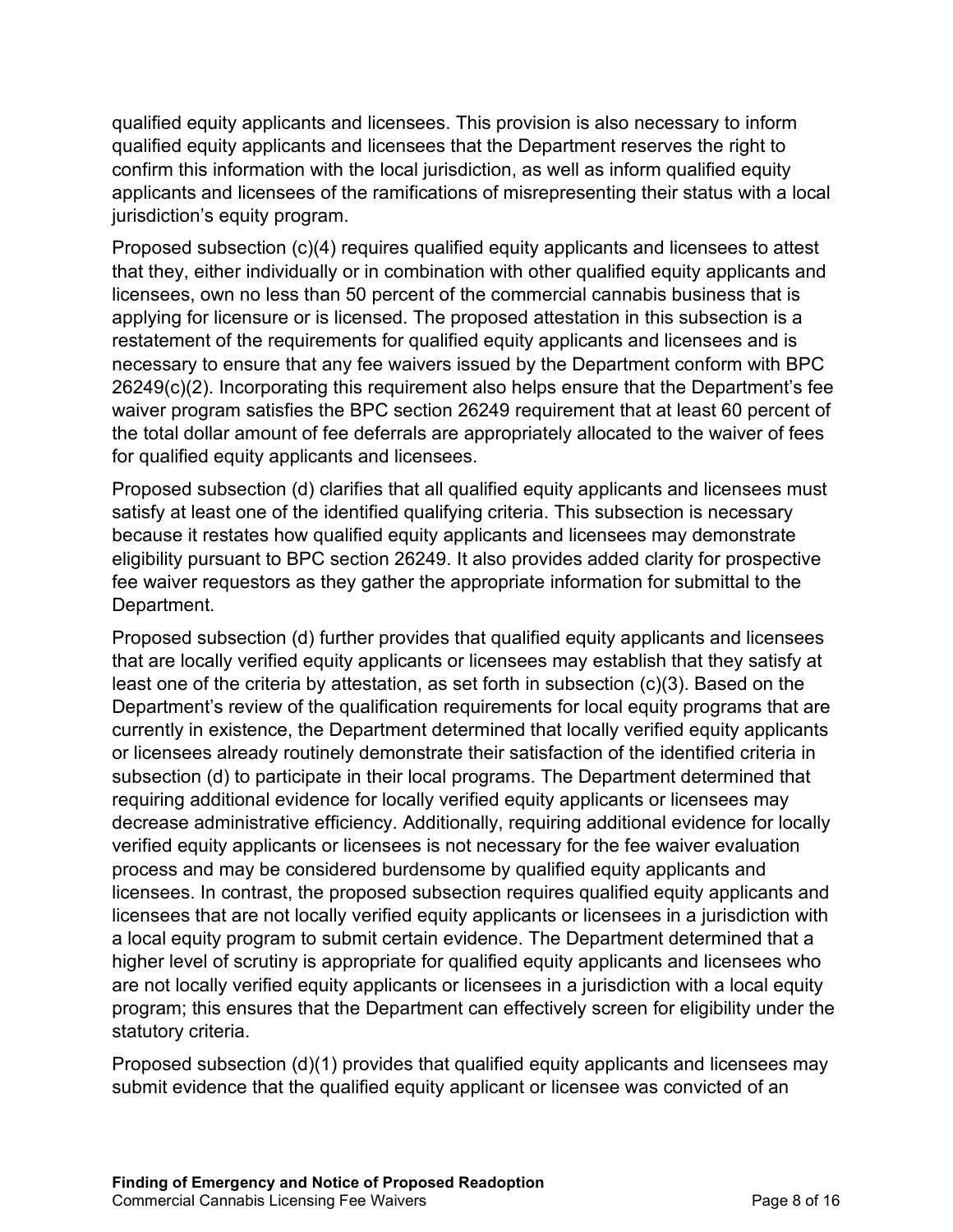qualified equity applicants and licensees. This provision is also necessary to inform qualified equity applicants and licensees that the Department reserves the right to confirm this information with the local jurisdiction, as well as inform qualified equity applicants and licensees of the ramifications of misrepresenting their status with a local jurisdiction's equity program.

Proposed subsection (c)(4) requires qualified equity applicants and licensees to attest that they, either individually or in combination with other qualified equity applicants and licensees, own no less than 50 percent of the commercial cannabis business that is applying for licensure or is licensed. The proposed attestation in this subsection is a restatement of the requirements for qualified equity applicants and licensees and is necessary to ensure that any fee waivers issued by the Department conform with BPC 26249(c)(2). Incorporating this requirement also helps ensure that the Department's fee waiver program satisfies the BPC section 26249 requirement that at least 60 percent of the total dollar amount of fee deferrals are appropriately allocated to the waiver of fees for qualified equity applicants and licensees.

Proposed subsection (d) clarifies that all qualified equity applicants and licensees must satisfy at least one of the identified qualifying criteria. This subsection is necessary because it restates how qualified equity applicants and licensees may demonstrate eligibility pursuant to BPC section 26249. It also provides added clarity for prospective fee waiver requestors as they gather the appropriate information for submittal to the Department.

Proposed subsection (d) further provides that qualified equity applicants and licensees that are locally verified equity applicants or licensees may establish that they satisfy at least one of the criteria by attestation, as set forth in subsection (c)(3). Based on the Department's review of the qualification requirements for local equity programs that are currently in existence, the Department determined that locally verified equity applicants or licensees already routinely demonstrate their satisfaction of the identified criteria in subsection (d) to participate in their local programs. The Department determined that requiring additional evidence for locally verified equity applicants or licensees may decrease administrative efficiency. Additionally, requiring additional evidence for locally verified equity applicants or licensees is not necessary for the fee waiver evaluation process and may be considered burdensome by qualified equity applicants and licensees. In contrast, the proposed subsection requires qualified equity applicants and licensees that are not locally verified equity applicants or licensees in a jurisdiction with a local equity program to submit certain evidence. The Department determined that a higher level of scrutiny is appropriate for qualified equity applicants and licensees who are not locally verified equity applicants or licensees in a jurisdiction with a local equity program; this ensures that the Department can effectively screen for eligibility under the statutory criteria.

Proposed subsection (d)(1) provides that qualified equity applicants and licensees may submit evidence that the qualified equity applicant or licensee was convicted of an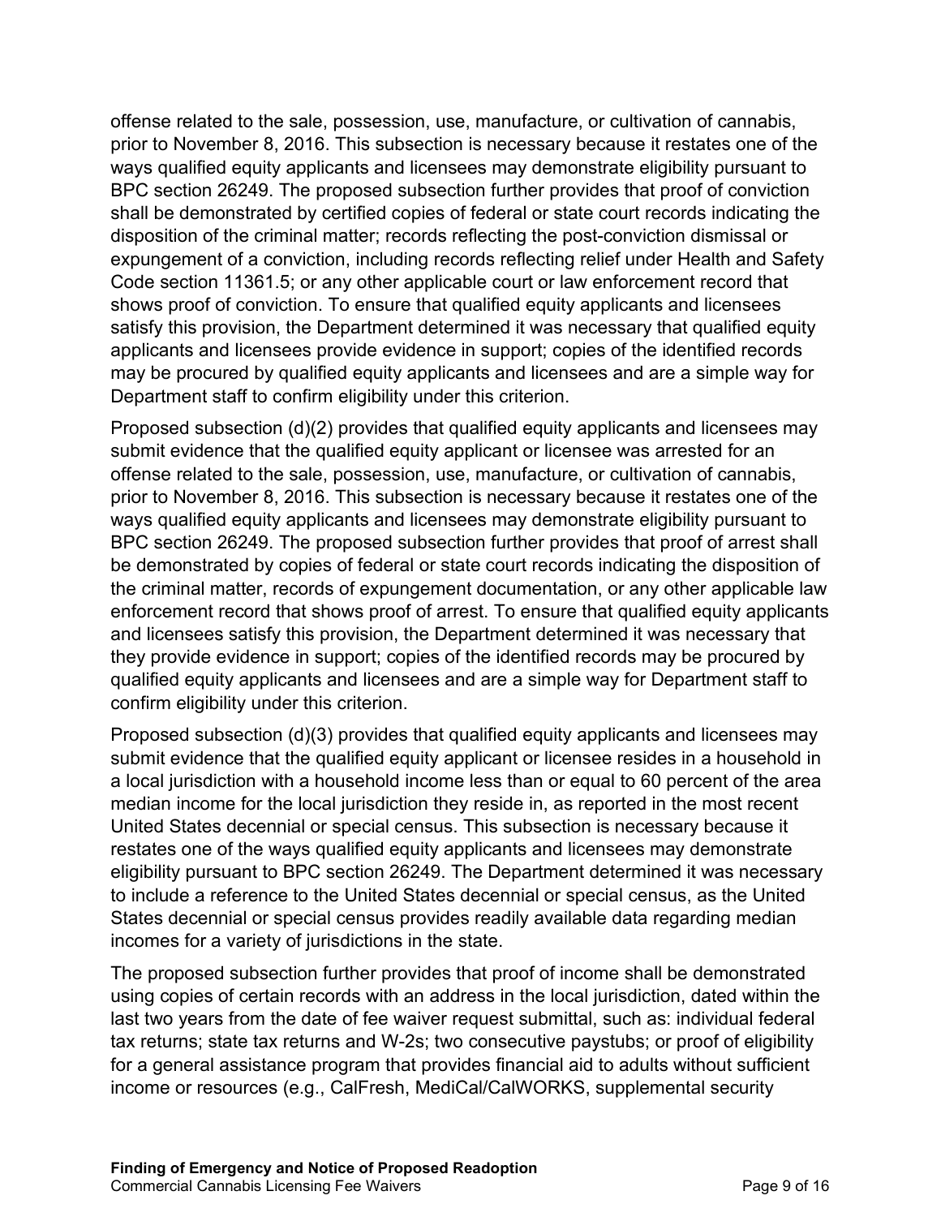offense related to the sale, possession, use, manufacture, or cultivation of cannabis, prior to November 8, 2016. This subsection is necessary because it restates one of the ways qualified equity applicants and licensees may demonstrate eligibility pursuant to BPC section 26249. The proposed subsection further provides that proof of conviction shall be demonstrated by certified copies of federal or state court records indicating the disposition of the criminal matter; records reflecting the post-conviction dismissal or expungement of a conviction, including records reflecting relief under Health and Safety Code section 11361.5; or any other applicable court or law enforcement record that shows proof of conviction. To ensure that qualified equity applicants and licensees satisfy this provision, the Department determined it was necessary that qualified equity applicants and licensees provide evidence in support; copies of the identified records may be procured by qualified equity applicants and licensees and are a simple way for Department staff to confirm eligibility under this criterion.

Proposed subsection (d)(2) provides that qualified equity applicants and licensees may submit evidence that the qualified equity applicant or licensee was arrested for an offense related to the sale, possession, use, manufacture, or cultivation of cannabis, prior to November 8, 2016. This subsection is necessary because it restates one of the ways qualified equity applicants and licensees may demonstrate eligibility pursuant to BPC section 26249. The proposed subsection further provides that proof of arrest shall be demonstrated by copies of federal or state court records indicating the disposition of the criminal matter, records of expungement documentation, or any other applicable law enforcement record that shows proof of arrest. To ensure that qualified equity applicants and licensees satisfy this provision, the Department determined it was necessary that they provide evidence in support; copies of the identified records may be procured by qualified equity applicants and licensees and are a simple way for Department staff to confirm eligibility under this criterion.

Proposed subsection (d)(3) provides that qualified equity applicants and licensees may submit evidence that the qualified equity applicant or licensee resides in a household in a local jurisdiction with a household income less than or equal to 60 percent of the area median income for the local jurisdiction they reside in, as reported in the most recent United States decennial or special census. This subsection is necessary because it restates one of the ways qualified equity applicants and licensees may demonstrate eligibility pursuant to BPC section 26249. The Department determined it was necessary to include a reference to the United States decennial or special census, as the United States decennial or special census provides readily available data regarding median incomes for a variety of jurisdictions in the state.

The proposed subsection further provides that proof of income shall be demonstrated using copies of certain records with an address in the local jurisdiction, dated within the last two years from the date of fee waiver request submittal, such as: individual federal tax returns; state tax returns and W-2s; two consecutive paystubs; or proof of eligibility for a general assistance program that provides financial aid to adults without sufficient income or resources (e.g., CalFresh, MediCal/CalWORKS, supplemental security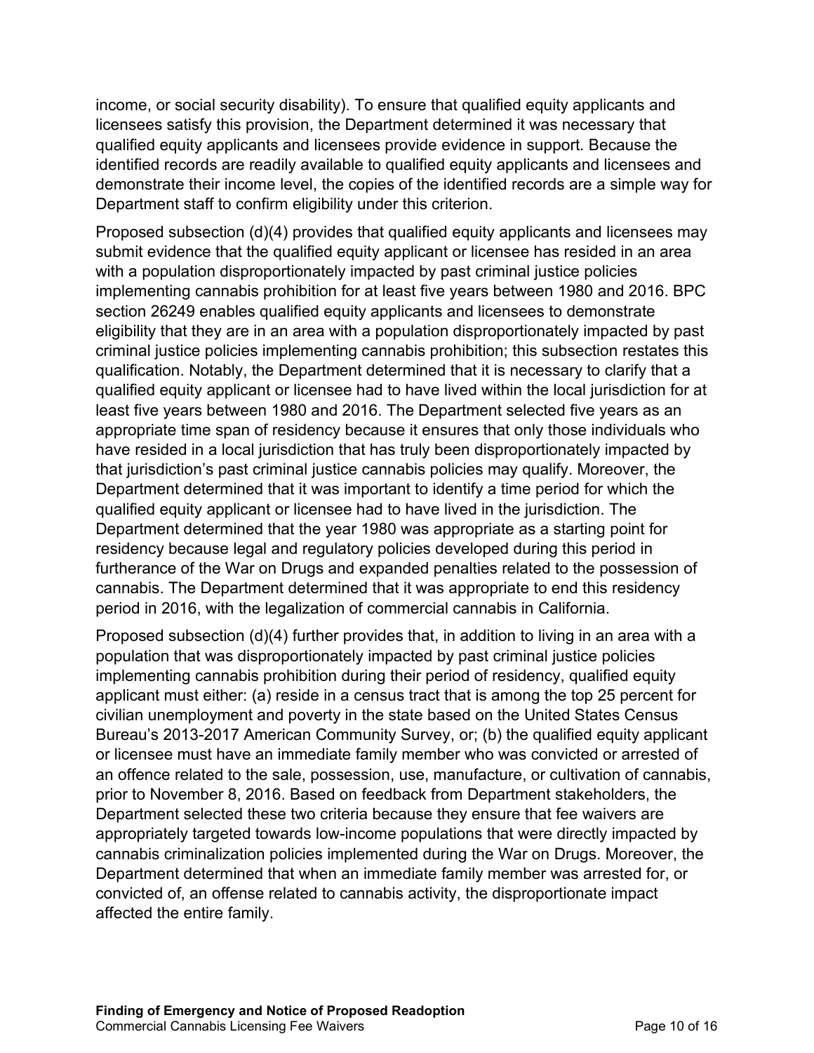income, or social security disability). To ensure that qualified equity applicants and licensees satisfy this provision, the Department determined it was necessary that qualified equity applicants and licensees provide evidence in support. Because the identified records are readily available to qualified equity applicants and licensees and demonstrate their income level, the copies of the identified records are a simple way for Department staff to confirm eligibility under this criterion.

Proposed subsection (d)(4) provides that qualified equity applicants and licensees may submit evidence that the qualified equity applicant or licensee has resided in an area with a population disproportionately impacted by past criminal justice policies implementing cannabis prohibition for at least five years between 1980 and 2016. BPC section 26249 enables qualified equity applicants and licensees to demonstrate eligibility that they are in an area with a population disproportionately impacted by past criminal justice policies implementing cannabis prohibition; this subsection restates this qualification. Notably, the Department determined that it is necessary to clarify that a qualified equity applicant or licensee had to have lived within the local jurisdiction for at least five years between 1980 and 2016. The Department selected five years as an appropriate time span of residency because it ensures that only those individuals who have resided in a local jurisdiction that has truly been disproportionately impacted by that jurisdiction's past criminal justice cannabis policies may qualify. Moreover, the Department determined that it was important to identify a time period for which the qualified equity applicant or licensee had to have lived in the jurisdiction. The Department determined that the year 1980 was appropriate as a starting point for residency because legal and regulatory policies developed during this period in furtherance of the War on Drugs and expanded penalties related to the possession of cannabis. The Department determined that it was appropriate to end this residency period in 2016, with the legalization of commercial cannabis in California.

Proposed subsection (d)(4) further provides that, in addition to living in an area with a population that was disproportionately impacted by past criminal justice policies implementing cannabis prohibition during their period of residency, qualified equity applicant must either: (a) reside in a census tract that is among the top 25 percent for civilian unemployment and poverty in the state based on the United States Census Bureau's 2013-2017 American Community Survey, or; (b) the qualified equity applicant or licensee must have an immediate family member who was convicted or arrested of an offence related to the sale, possession, use, manufacture, or cultivation of cannabis, prior to November 8, 2016. Based on feedback from Department stakeholders, the Department selected these two criteria because they ensure that fee waivers are appropriately targeted towards low-income populations that were directly impacted by cannabis criminalization policies implemented during the War on Drugs. Moreover, the Department determined that when an immediate family member was arrested for, or convicted of, an offense related to cannabis activity, the disproportionate impact affected the entire family.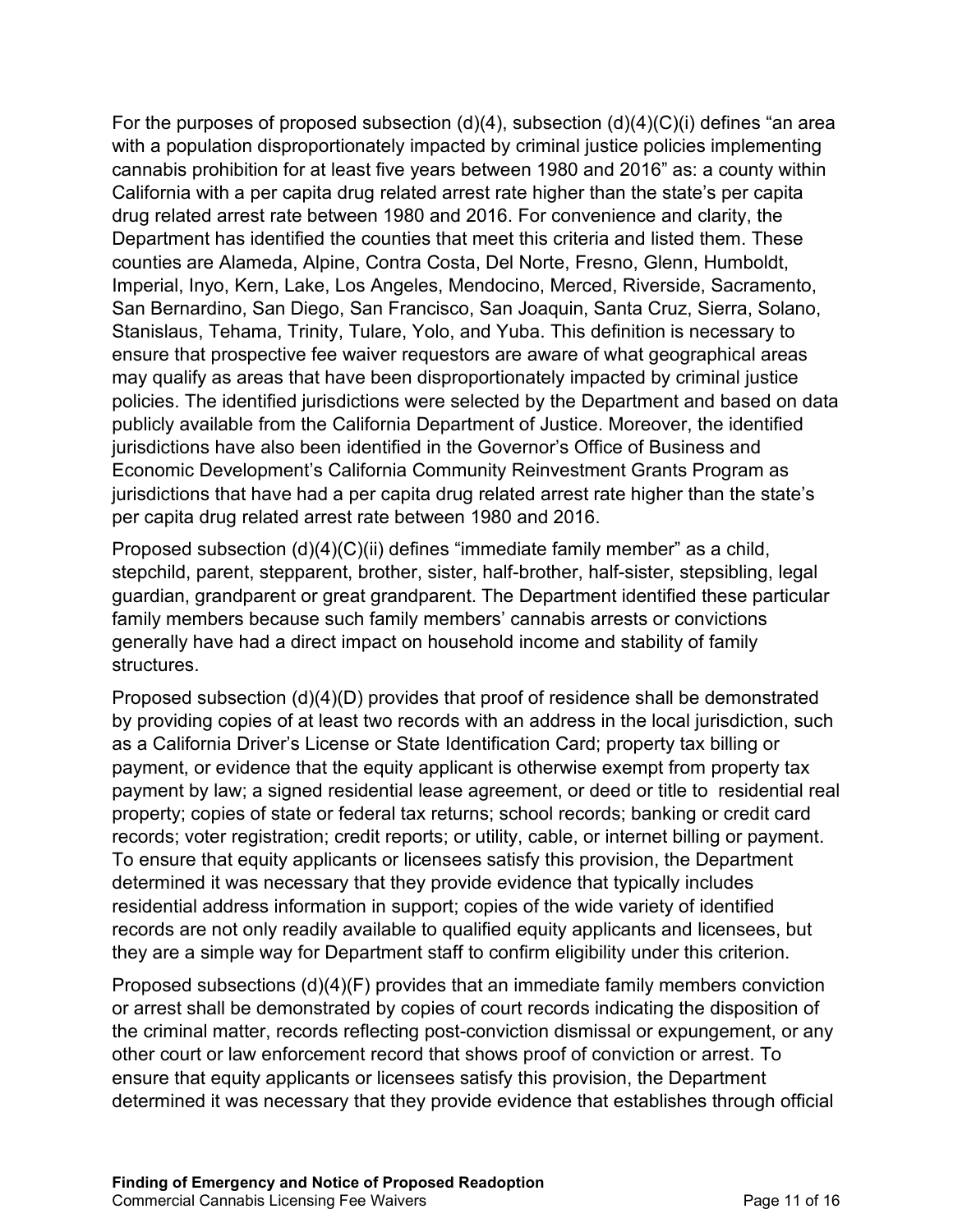For the purposes of proposed subsection (d)(4), subsection (d)(4)(C)(i) defines "an area with a population disproportionately impacted by criminal justice policies implementing cannabis prohibition for at least five years between 1980 and 2016" as: a county within California with a per capita drug related arrest rate higher than the state's per capita drug related arrest rate between 1980 and 2016. For convenience and clarity, the Department has identified the counties that meet this criteria and listed them. These counties are Alameda, Alpine, Contra Costa, Del Norte, Fresno, Glenn, Humboldt, Imperial, Inyo, Kern, Lake, Los Angeles, Mendocino, Merced, Riverside, Sacramento, San Bernardino, San Diego, San Francisco, San Joaquin, Santa Cruz, Sierra, Solano, Stanislaus, Tehama, Trinity, Tulare, Yolo, and Yuba. This definition is necessary to ensure that prospective fee waiver requestors are aware of what geographical areas may qualify as areas that have been disproportionately impacted by criminal justice policies. The identified jurisdictions were selected by the Department and based on data publicly available from the California Department of Justice. Moreover, the identified jurisdictions have also been identified in the Governor's Office of Business and Economic Development's California Community Reinvestment Grants Program as jurisdictions that have had a per capita drug related arrest rate higher than the state's per capita drug related arrest rate between 1980 and 2016.

Proposed subsection (d)(4)(C)(ii) defines "immediate family member" as a child, stepchild, parent, stepparent, brother, sister, half-brother, half-sister, stepsibling, legal guardian, grandparent or great grandparent. The Department identified these particular family members because such family members' cannabis arrests or convictions generally have had a direct impact on household income and stability of family structures.

Proposed subsection (d)(4)(D) provides that proof of residence shall be demonstrated by providing copies of at least two records with an address in the local jurisdiction, such as a California Driver's License or State Identification Card; property tax billing or payment, or evidence that the equity applicant is otherwise exempt from property tax payment by law; a signed residential lease agreement, or deed or title to residential real property; copies of state or federal tax returns; school records; banking or credit card records; voter registration; credit reports; or utility, cable, or internet billing or payment. To ensure that equity applicants or licensees satisfy this provision, the Department determined it was necessary that they provide evidence that typically includes residential address information in support; copies of the wide variety of identified records are not only readily available to qualified equity applicants and licensees, but they are a simple way for Department staff to confirm eligibility under this criterion.

Proposed subsections (d)(4)(F) provides that an immediate family members conviction or arrest shall be demonstrated by copies of court records indicating the disposition of the criminal matter, records reflecting post-conviction dismissal or expungement, or any other court or law enforcement record that shows proof of conviction or arrest. To ensure that equity applicants or licensees satisfy this provision, the Department determined it was necessary that they provide evidence that establishes through official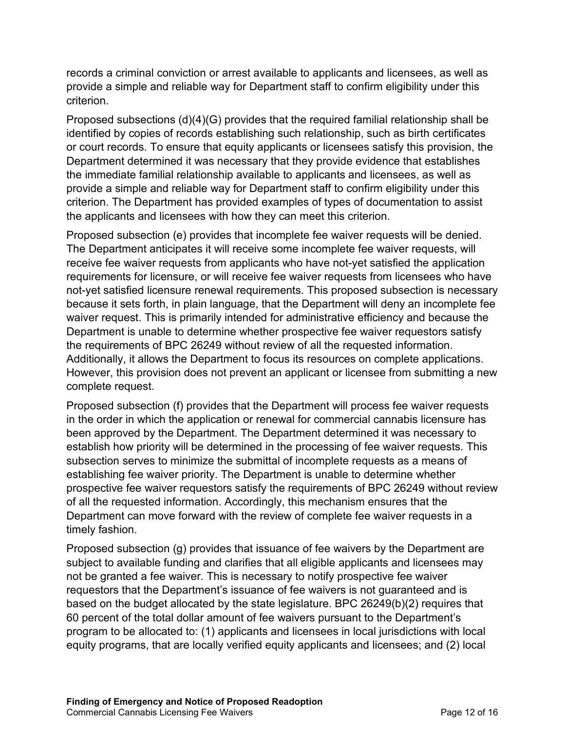records a criminal conviction or arrest available to applicants and licensees, as well as provide a simple and reliable way for Department staff to confirm eligibility under this criterion.

Proposed subsections (d)(4)(G) provides that the required familial relationship shall be identified by copies of records establishing such relationship, such as birth certificates or court records. To ensure that equity applicants or licensees satisfy this provision, the Department determined it was necessary that they provide evidence that establishes the immediate familial relationship available to applicants and licensees, as well as provide a simple and reliable way for Department staff to confirm eligibility under this criterion. The Department has provided examples of types of documentation to assist the applicants and licensees with how they can meet this criterion.

Proposed subsection (e) provides that incomplete fee waiver requests will be denied. The Department anticipates it will receive some incomplete fee waiver requests, will receive fee waiver requests from applicants who have not-yet satisfied the application requirements for licensure, or will receive fee waiver requests from licensees who have not-yet satisfied licensure renewal requirements. This proposed subsection is necessary because it sets forth, in plain language, that the Department will deny an incomplete fee waiver request. This is primarily intended for administrative efficiency and because the Department is unable to determine whether prospective fee waiver requestors satisfy the requirements of BPC 26249 without review of all the requested information. Additionally, it allows the Department to focus its resources on complete applications. However, this provision does not prevent an applicant or licensee from submitting a new complete request.

Proposed subsection (f) provides that the Department will process fee waiver requests in the order in which the application or renewal for commercial cannabis licensure has been approved by the Department. The Department determined it was necessary to establish how priority will be determined in the processing of fee waiver requests. This subsection serves to minimize the submittal of incomplete requests as a means of establishing fee waiver priority. The Department is unable to determine whether prospective fee waiver requestors satisfy the requirements of BPC 26249 without review of all the requested information. Accordingly, this mechanism ensures that the Department can move forward with the review of complete fee waiver requests in a timely fashion.

Proposed subsection (g) provides that issuance of fee waivers by the Department are subject to available funding and clarifies that all eligible applicants and licensees may not be granted a fee waiver. This is necessary to notify prospective fee waiver requestors that the Department's issuance of fee waivers is not guaranteed and is based on the budget allocated by the state legislature. BPC 26249(b)(2) requires that 60 percent of the total dollar amount of fee waivers pursuant to the Department's program to be allocated to: (1) applicants and licensees in local jurisdictions with local equity programs, that are locally verified equity applicants and licensees; and (2) local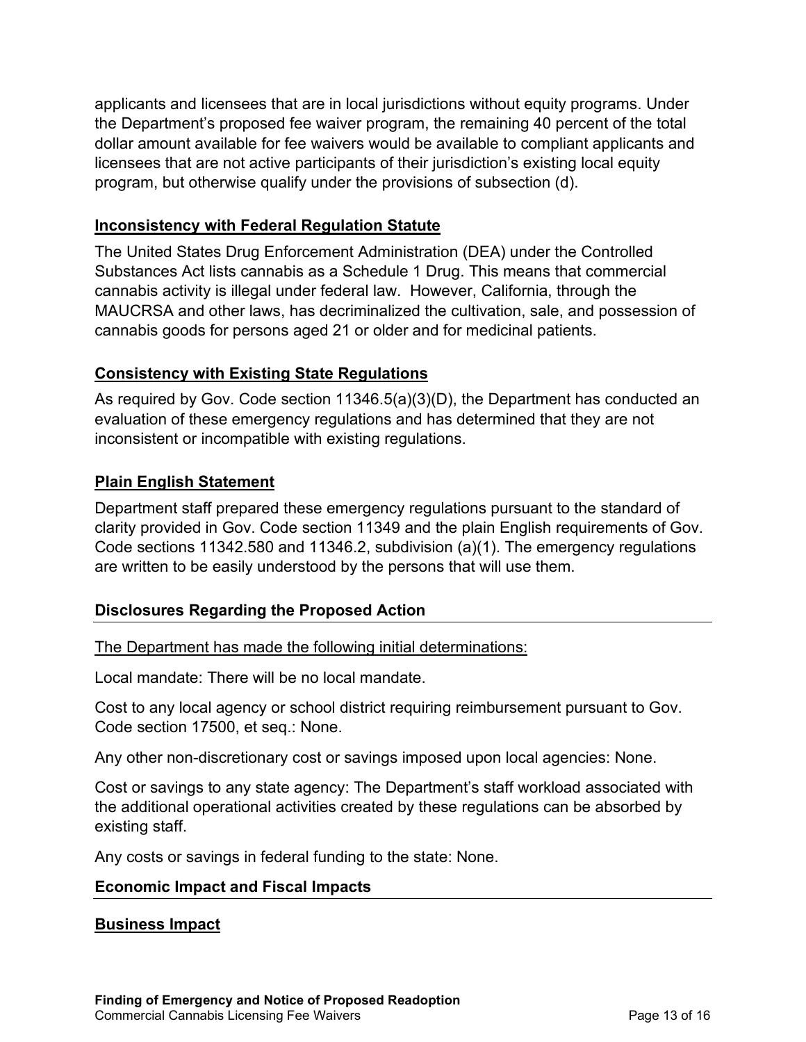applicants and licensees that are in local jurisdictions without equity programs. Under the Department's proposed fee waiver program, the remaining 40 percent of the total dollar amount available for fee waivers would be available to compliant applicants and licensees that are not active participants of their jurisdiction's existing local equity program, but otherwise qualify under the provisions of subsection (d).

## Inconsistency with Federal Regulation Statute

The United States Drug Enforcement Administration (DEA) under the Controlled Substances Act lists cannabis as a Schedule 1 Drug. This means that commercial cannabis activity is illegal under federal law. However, California, through the MAUCRSA and other laws, has decriminalized the cultivation, sale, and possession of cannabis goods for persons aged 21 or older and for medicinal patients.

## Consistency with Existing State Regulations

As required by Gov. Code section 11346.5(a)(3)(D), the Department has conducted an evaluation of these emergency regulations and has determined that they are not inconsistent or incompatible with existing regulations.

## Plain English Statement

Department staff prepared these emergency regulations pursuant to the standard of clarity provided in Gov. Code section 11349 and the plain English requirements of Gov. Code sections 11342.580 and 11346.2, subdivision (a)(1). The emergency regulations are written to be easily understood by the persons that will use them.

## Disclosures Regarding the Proposed Action

The Department has made the following initial determinations:

Local mandate: There will be no local mandate.

Cost to any local agency or school district requiring reimbursement pursuant to Gov. Code section 17500, et seq.: None.

Any other non-discretionary cost or savings imposed upon local agencies: None.

Cost or savings to any state agency: The Department's staff workload associated with the additional operational activities created by these regulations can be absorbed by existing staff.

Any costs or savings in federal funding to the state: None.

## Economic Impact and Fiscal Impacts

## Business Impact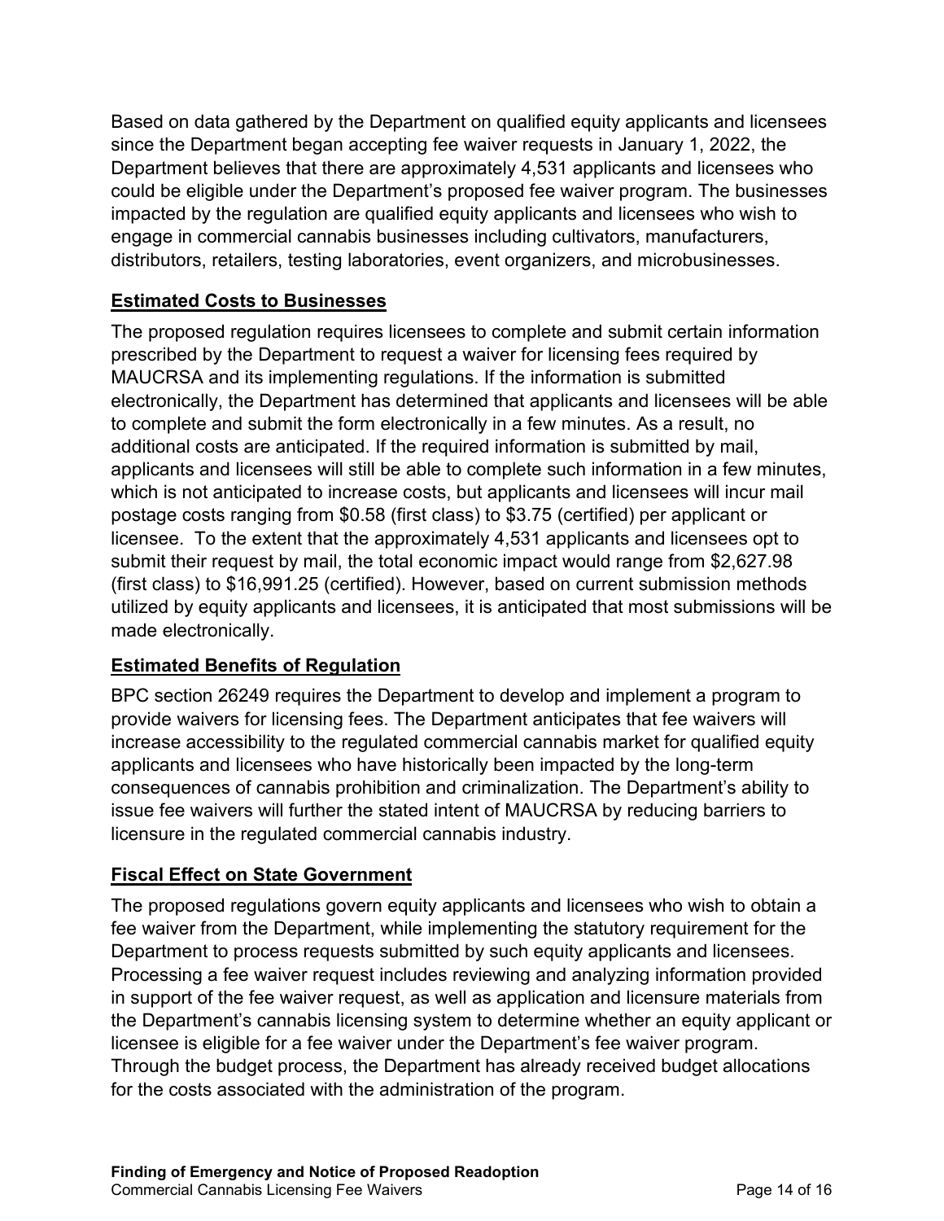Based on data gathered by the Department on qualified equity applicants and licensees since the Department began accepting fee waiver requests in January 1, 2022, the Department believes that there are approximately 4,531 applicants and licensees who could be eligible under the Department's proposed fee waiver program. The businesses impacted by the regulation are qualified equity applicants and licensees who wish to engage in commercial cannabis businesses including cultivators, manufacturers, distributors, retailers, testing laboratories, event organizers, and microbusinesses.

## Estimated Costs to Businesses

The proposed regulation requires licensees to complete and submit certain information prescribed by the Department to request a waiver for licensing fees required by MAUCRSA and its implementing regulations. If the information is submitted electronically, the Department has determined that applicants and licensees will be able to complete and submit the form electronically in a few minutes. As a result, no additional costs are anticipated. If the required information is submitted by mail, applicants and licensees will still be able to complete such information in a few minutes, which is not anticipated to increase costs, but applicants and licensees will incur mail postage costs ranging from $0.58 (first class) to $3.75 (certified) per applicant or licensee. To the extent that the approximately 4,531 applicants and licensees opt to submit their request by mail, the total economic impact would range from $2,627.98 (first class) to $16,991.25 (certified). However, based on current submission methods utilized by equity applicants and licensees, it is anticipated that most submissions will be made electronically.

## Estimated Benefits of Regulation

BPC section 26249 requires the Department to develop and implement a program to provide waivers for licensing fees. The Department anticipates that fee waivers will increase accessibility to the regulated commercial cannabis market for qualified equity applicants and licensees who have historically been impacted by the long-term consequences of cannabis prohibition and criminalization. The Department's ability to issue fee waivers will further the stated intent of MAUCRSA by reducing barriers to licensure in the regulated commercial cannabis industry.

## Fiscal Effect on State Government

The proposed regulations govern equity applicants and licensees who wish to obtain a fee waiver from the Department, while implementing the statutory requirement for the Department to process requests submitted by such equity applicants and licensees. Processing a fee waiver request includes reviewing and analyzing information provided in support of the fee waiver request, as well as application and licensure materials from the Department's cannabis licensing system to determine whether an equity applicant or licensee is eligible for a fee waiver under the Department's fee waiver program. Through the budget process, the Department has already received budget allocations for the costs associated with the administration of the program.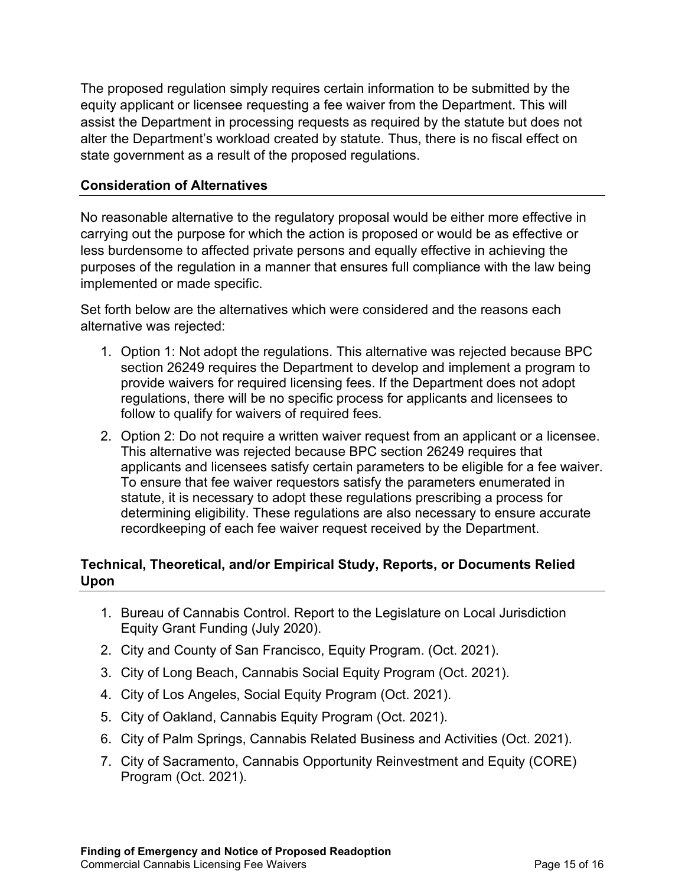The proposed regulation simply requires certain information to be submitted by the equity applicant or licensee requesting a fee waiver from the Department. This will assist the Department in processing requests as required by the statute but does not alter the Department's workload created by statute. Thus, there is no fiscal effect on state government as a result of the proposed regulations.

### Consideration of Alternatives

No reasonable alternative to the regulatory proposal would be either more effective in carrying out the purpose for which the action is proposed or would be as effective or less burdensome to affected private persons and equally effective in achieving the purposes of the regulation in a manner that ensures full compliance with the law being implemented or made specific.

Set forth below are the alternatives which were considered and the reasons each alternative was rejected:

1. Option 1: Not adopt the regulations. This alternative was rejected because BPC section 26249 requires the Department to develop and implement a program to provide waivers for required licensing fees. If the Department does not adopt regulations, there will be no specific process for applicants and licensees to follow to qualify for waivers of required fees.
2. Option 2: Do not require a written waiver request from an applicant or a licensee. This alternative was rejected because BPC section 26249 requires that applicants and licensees satisfy certain parameters to be eligible for a fee waiver. To ensure that fee waiver requestors satisfy the parameters enumerated in statute, it is necessary to adopt these regulations prescribing a process for determining eligibility. These regulations are also necessary to ensure accurate recordkeeping of each fee waiver request received by the Department.

### Technical, Theoretical, and/or Empirical Study, Reports, or Documents Relied Upon

1. Bureau of Cannabis Control. Report to the Legislature on Local Jurisdiction Equity Grant Funding (July 2020).
2. City and County of San Francisco, Equity Program. (Oct. 2021).
3. City of Long Beach, Cannabis Social Equity Program (Oct. 2021).
4. City of Los Angeles, Social Equity Program (Oct. 2021).
5. City of Oakland, Cannabis Equity Program (Oct. 2021).
6. City of Palm Springs, Cannabis Related Business and Activities (Oct. 2021).
7. City of Sacramento, Cannabis Opportunity Reinvestment and Equity (CORE) Program (Oct. 2021).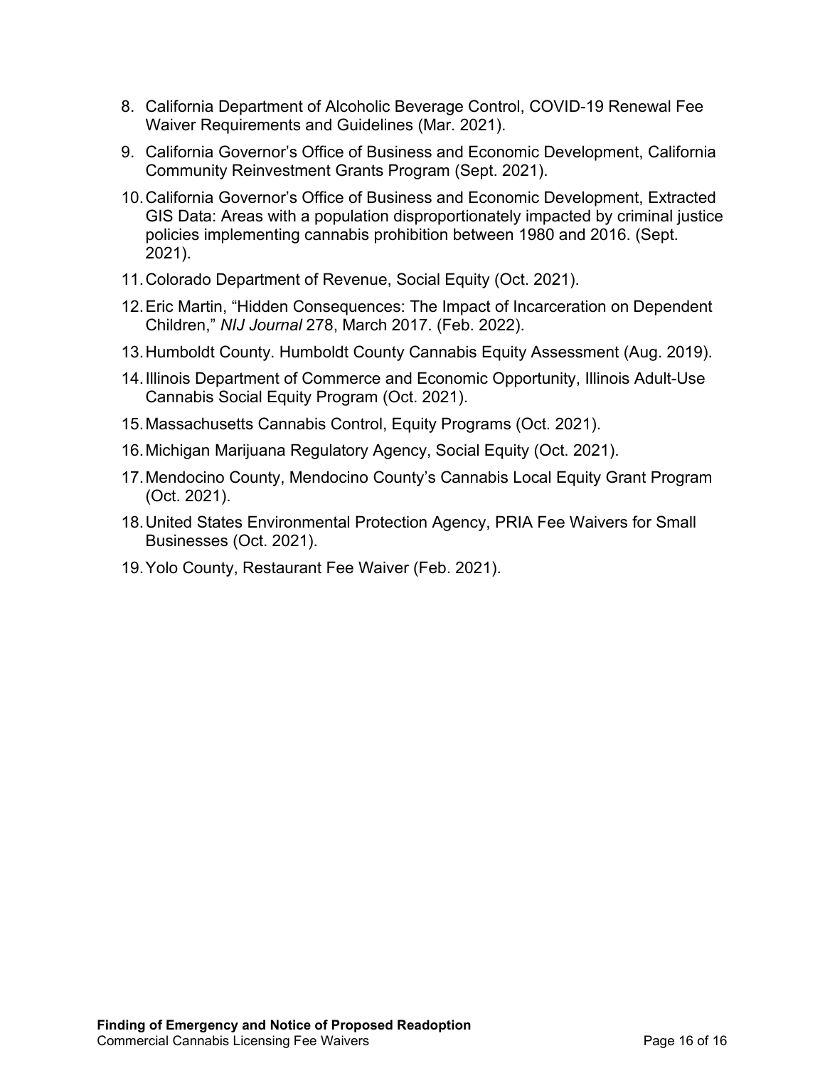8. California Department of Alcoholic Beverage Control, COVID-19 Renewal Fee Waiver Requirements and Guidelines (Mar. 2021).
9. California Governor's Office of Business and Economic Development, California Community Reinvestment Grants Program (Sept. 2021).
10. California Governor's Office of Business and Economic Development, Extracted GIS Data: Areas with a population disproportionately impacted by criminal justice policies implementing cannabis prohibition between 1980 and 2016. (Sept. 2021).
11. Colorado Department of Revenue, Social Equity (Oct. 2021).
12. Eric Martin, "Hidden Consequences: The Impact of Incarceration on Dependent Children," *NIJ Journal* 278, March 2017. (Feb. 2022).
13. Humboldt County. Humboldt County Cannabis Equity Assessment (Aug. 2019).
14. Illinois Department of Commerce and Economic Opportunity, Illinois Adult-Use Cannabis Social Equity Program (Oct. 2021).
15. Massachusetts Cannabis Control, Equity Programs (Oct. 2021).
16. Michigan Marijuana Regulatory Agency, Social Equity (Oct. 2021).
17. Mendocino County, Mendocino County's Cannabis Local Equity Grant Program (Oct. 2021).
18. United States Environmental Protection Agency, PRIA Fee Waivers for Small Businesses (Oct. 2021).
19. Yolo County, Restaurant Fee Waiver (Feb. 2021).